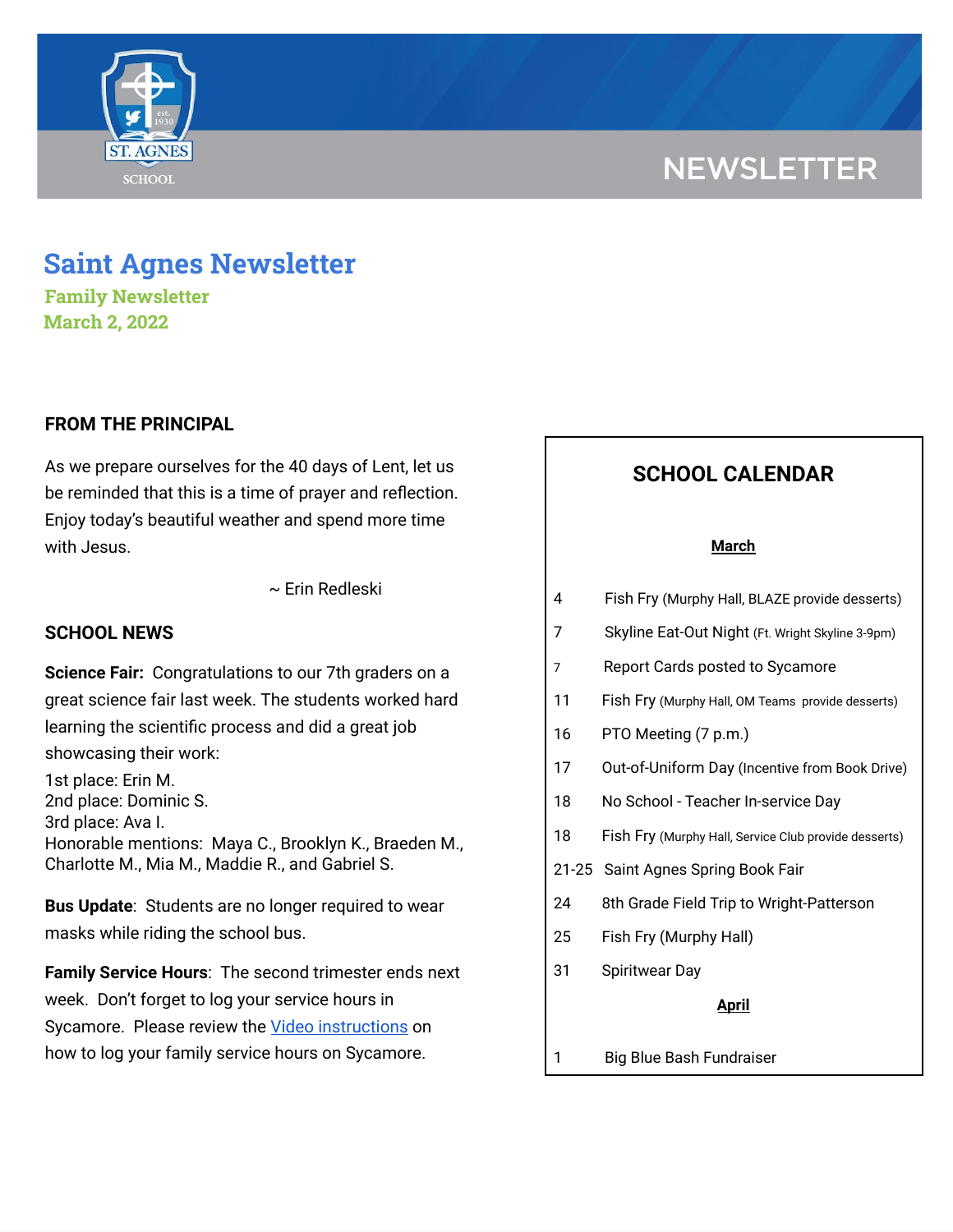NEWSLETTER

# Saint Agnes Newsletter

**Family Newsletter**
**March 2, 2022**

## FROM THE PRINCIPAL

As we prepare ourselves for the 40 days of Lent, let us be reminded that this is a time of prayer and reflection. Enjoy today's beautiful weather and spend more time with Jesus.

~ Erin Redleski

## SCHOOL NEWS

**Science Fair:** Congratulations to our 7th graders on a great science fair last week. The students worked hard learning the scientific process and did a great job showcasing their work:

1st place: Erin M.
2nd place: Dominic S.
3rd place: Ava I.
Honorable mentions: Maya C., Brooklyn K., Braeden M., Charlotte M., Mia M., Maddie R., and Gabriel S.

**Bus Update**: Students are no longer required to wear masks while riding the school bus.

**Family Service Hours**: The second trimester ends next week. Don't forget to log your service hours in Sycamore. Please review the [Video instructions]() on how to log your family service hours on Sycamore.

## SCHOOL CALENDAR

**March**

| | |
|---|---|
| 4 | Fish Fry (Murphy Hall, BLAZE provide desserts) |
| 7 | Skyline Eat-Out Night (Ft. Wright Skyline 3-9pm) |
| 7 | Report Cards posted to Sycamore |
| 11 | Fish Fry (Murphy Hall, OM Teams provide desserts) |
| 16 | PTO Meeting (7 p.m.) |
| 17 | Out-of-Uniform Day (Incentive from Book Drive) |
| 18 | No School - Teacher In-service Day |
| 18 | Fish Fry (Murphy Hall, Service Club provide desserts) |
| 21-25 | Saint Agnes Spring Book Fair |
| 24 | 8th Grade Field Trip to Wright-Patterson |
| 25 | Fish Fry (Murphy Hall) |
| 31 | Spiritwear Day |

**April**

| | |
|---|---|
| 1 | Big Blue Bash Fundraiser |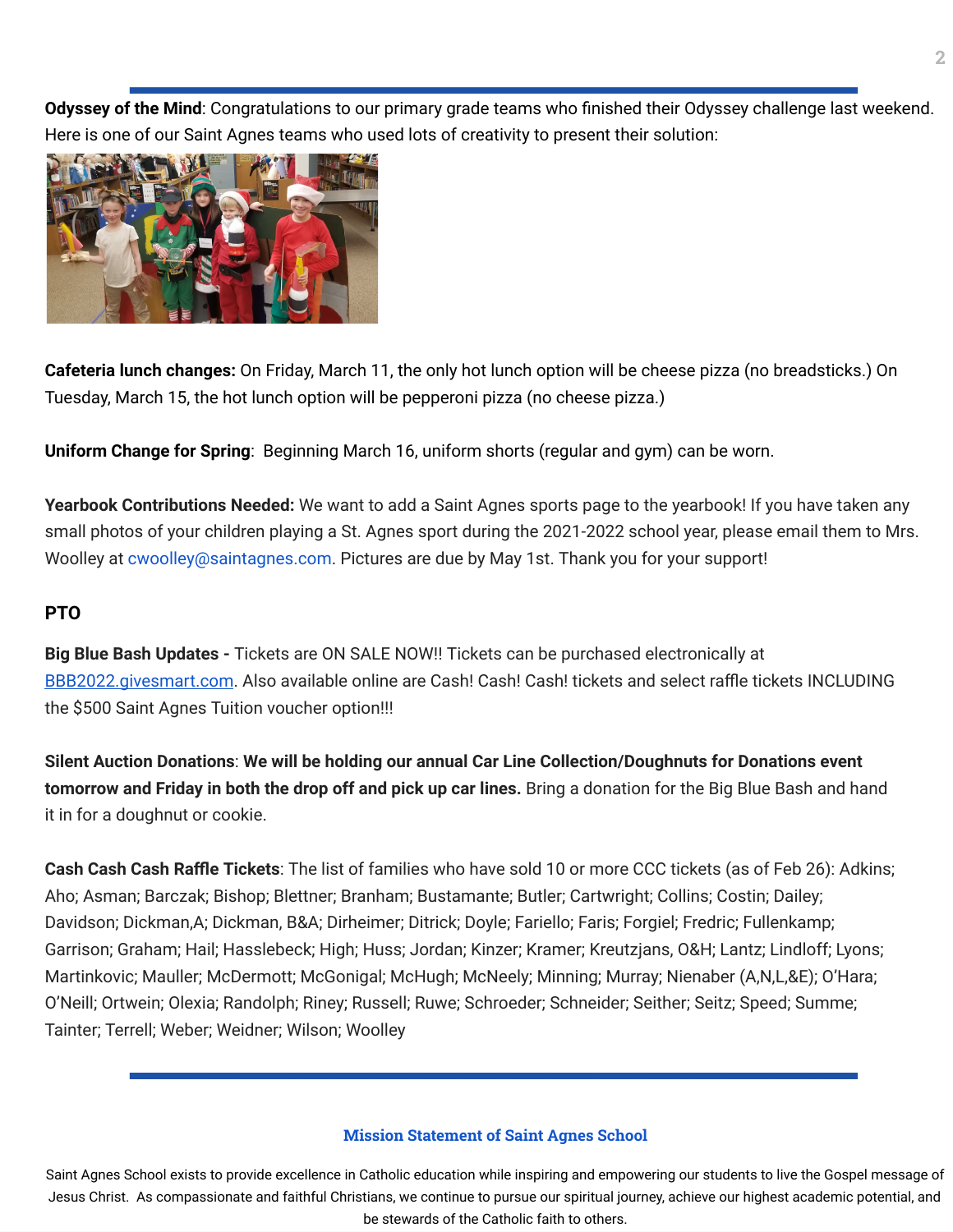**Odyssey of the Mind**: Congratulations to our primary grade teams who finished their Odyssey challenge last weekend. Here is one of our Saint Agnes teams who used lots of creativity to present their solution:

**Cafeteria lunch changes:** On Friday, March 11, the only hot lunch option will be cheese pizza (no breadsticks.) On Tuesday, March 15, the hot lunch option will be pepperoni pizza (no cheese pizza.)

**Uniform Change for Spring**: Beginning March 16, uniform shorts (regular and gym) can be worn.

**Yearbook Contributions Needed:** We want to add a Saint Agnes sports page to the yearbook! If you have taken any small photos of your children playing a St. Agnes sport during the 2021-2022 school year, please email them to Mrs. Woolley at cwoolley@saintagnes.com. Pictures are due by May 1st. Thank you for your support!

## PTO

**Big Blue Bash Updates -** Tickets are ON SALE NOW!! Tickets can be purchased electronically at BBB2022.givesmart.com. Also available online are Cash! Cash! Cash! tickets and select raffle tickets INCLUDING the $500 Saint Agnes Tuition voucher option!!!

**Silent Auction Donations**: **We will be holding our annual Car Line Collection/Doughnuts for Donations event tomorrow and Friday in both the drop off and pick up car lines.** Bring a donation for the Big Blue Bash and hand it in for a doughnut or cookie.

**Cash Cash Cash Raffle Tickets**: The list of families who have sold 10 or more CCC tickets (as of Feb 26): Adkins; Aho; Asman; Barczak; Bishop; Blettner; Branham; Bustamante; Butler; Cartwright; Collins; Costin; Dailey; Davidson; Dickman,A; Dickman, B&A; Dirheimer; Ditrick; Doyle; Fariello; Faris; Forgiel; Fredric; Fullenkamp; Garrison; Graham; Hail; Hasslebeck; High; Huss; Jordan; Kinzer; Kramer; Kreutzjans, O&H; Lantz; Lindloff; Lyons; Martinkovic; Mauller; McDermott; McGonigal; McHugh; McNeely; Minning; Murray; Nienaber (A,N,L,&E); O'Hara; O'Neill; Ortwein; Olexia; Randolph; Riney; Russell; Ruwe; Schroeder; Schneider; Seither; Seitz; Speed; Summe; Tainter; Terrell; Weber; Weidner; Wilson; Woolley

### Mission Statement of Saint Agnes School

Saint Agnes School exists to provide excellence in Catholic education while inspiring and empowering our students to live the Gospel message of Jesus Christ. As compassionate and faithful Christians, we continue to pursue our spiritual journey, achieve our highest academic potential, and be stewards of the Catholic faith to others.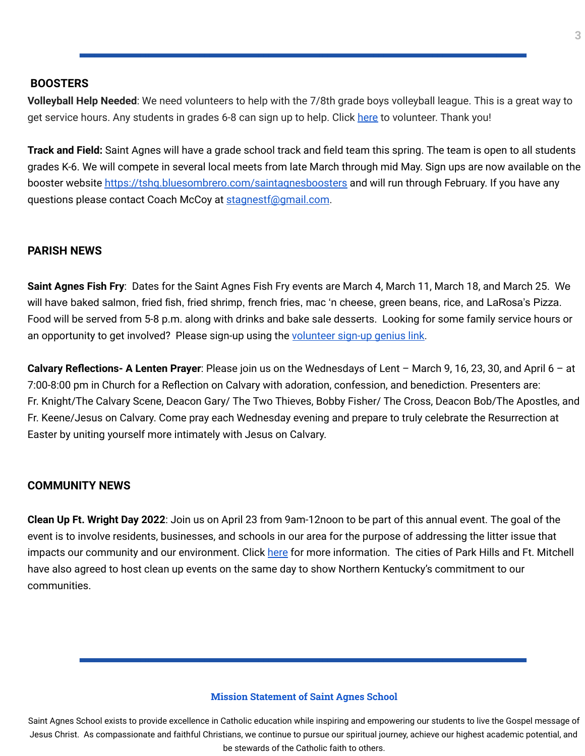## BOOSTERS

**Volleyball Help Needed**: We need volunteers to help with the 7/8th grade boys volleyball league. This is a great way to get service hours. Any students in grades 6-8 can sign up to help. Click here to volunteer. Thank you!

**Track and Field:** Saint Agnes will have a grade school track and field team this spring. The team is open to all students grades K-6. We will compete in several local meets from late March through mid May. Sign ups are now available on the booster website https://tshq.bluesombrero.com/saintagnesboosters and will run through February. If you have any questions please contact Coach McCoy at stagnestf@gmail.com.

## PARISH NEWS

**Saint Agnes Fish Fry**: Dates for the Saint Agnes Fish Fry events are March 4, March 11, March 18, and March 25. We will have baked salmon, fried fish, fried shrimp, french fries, mac 'n cheese, green beans, rice, and LaRosa's Pizza. Food will be served from 5-8 p.m. along with drinks and bake sale desserts. Looking for some family service hours or an opportunity to get involved? Please sign-up using the volunteer sign-up genius link.

**Calvary Reflections- A Lenten Prayer**: Please join us on the Wednesdays of Lent – March 9, 16, 23, 30, and April 6 – at 7:00-8:00 pm in Church for a Reflection on Calvary with adoration, confession, and benediction. Presenters are: Fr. Knight/The Calvary Scene, Deacon Gary/ The Two Thieves, Bobby Fisher/ The Cross, Deacon Bob/The Apostles, and Fr. Keene/Jesus on Calvary. Come pray each Wednesday evening and prepare to truly celebrate the Resurrection at Easter by uniting yourself more intimately with Jesus on Calvary.

## COMMUNITY NEWS

**Clean Up Ft. Wright Day 2022**: Join us on April 23 from 9am-12noon to be part of this annual event. The goal of the event is to involve residents, businesses, and schools in our area for the purpose of addressing the litter issue that impacts our community and our environment. Click here for more information. The cities of Park Hills and Ft. Mitchell have also agreed to host clean up events on the same day to show Northern Kentucky's commitment to our communities.

---

**Mission Statement of Saint Agnes School**

Saint Agnes School exists to provide excellence in Catholic education while inspiring and empowering our students to live the Gospel message of Jesus Christ. As compassionate and faithful Christians, we continue to pursue our spiritual journey, achieve our highest academic potential, and be stewards of the Catholic faith to others.